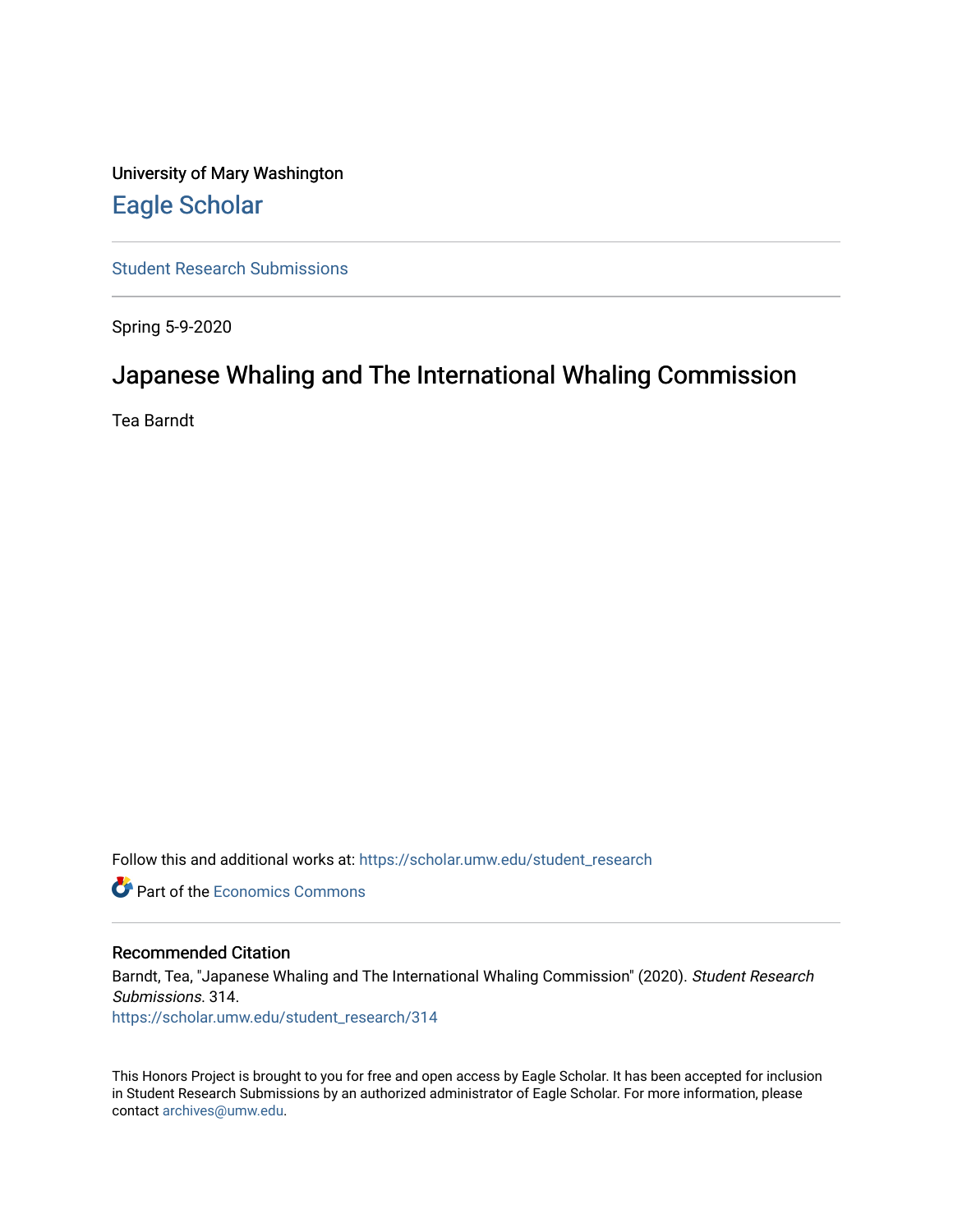University of Mary Washington

## Eagle Scholar

Student Research Submissions

Spring 5-9-2020

# Japanese Whaling and The International Whaling Commission

Tea Barndt

Follow this and additional works at: https://scholar.umw.edu/student_research

Part of the Economics Commons

### Recommended Citation

Barndt, Tea, "Japanese Whaling and The International Whaling Commission" (2020). *Student Research Submissions*. 314.
https://scholar.umw.edu/student_research/314

This Honors Project is brought to you for free and open access by Eagle Scholar. It has been accepted for inclusion in Student Research Submissions by an authorized administrator of Eagle Scholar. For more information, please contact archives@umw.edu.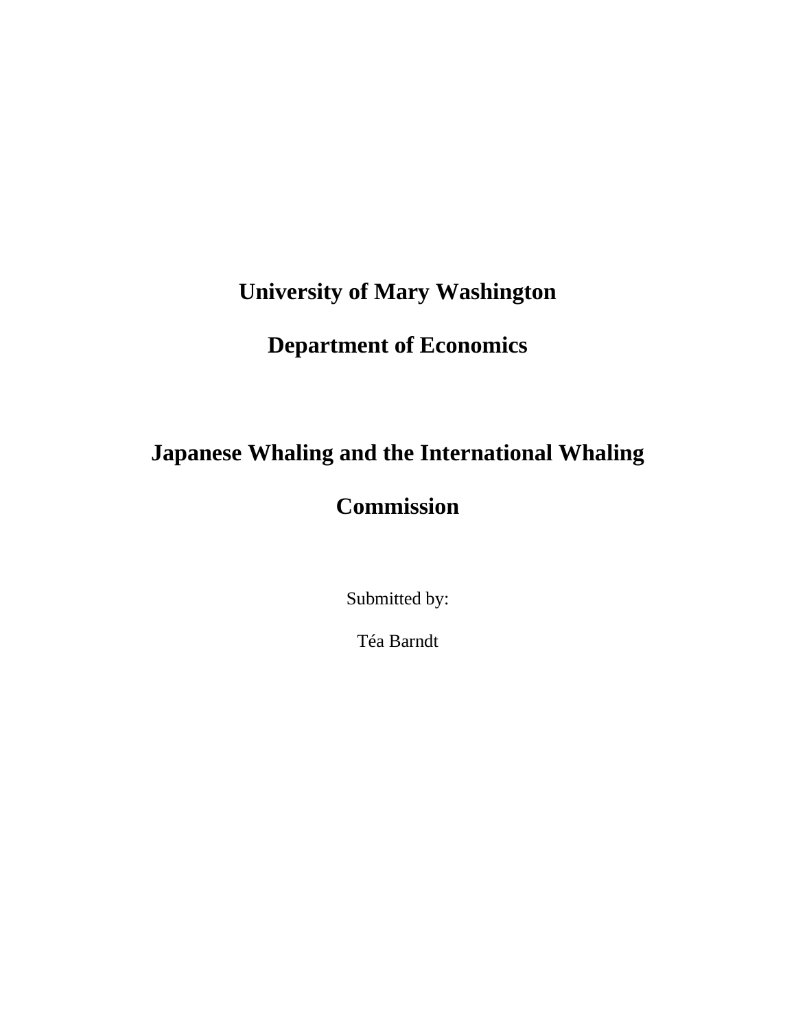**University of Mary Washington**

**Department of Economics**

# Japanese Whaling and the International Whaling Commission

Submitted by:

Téa Barndt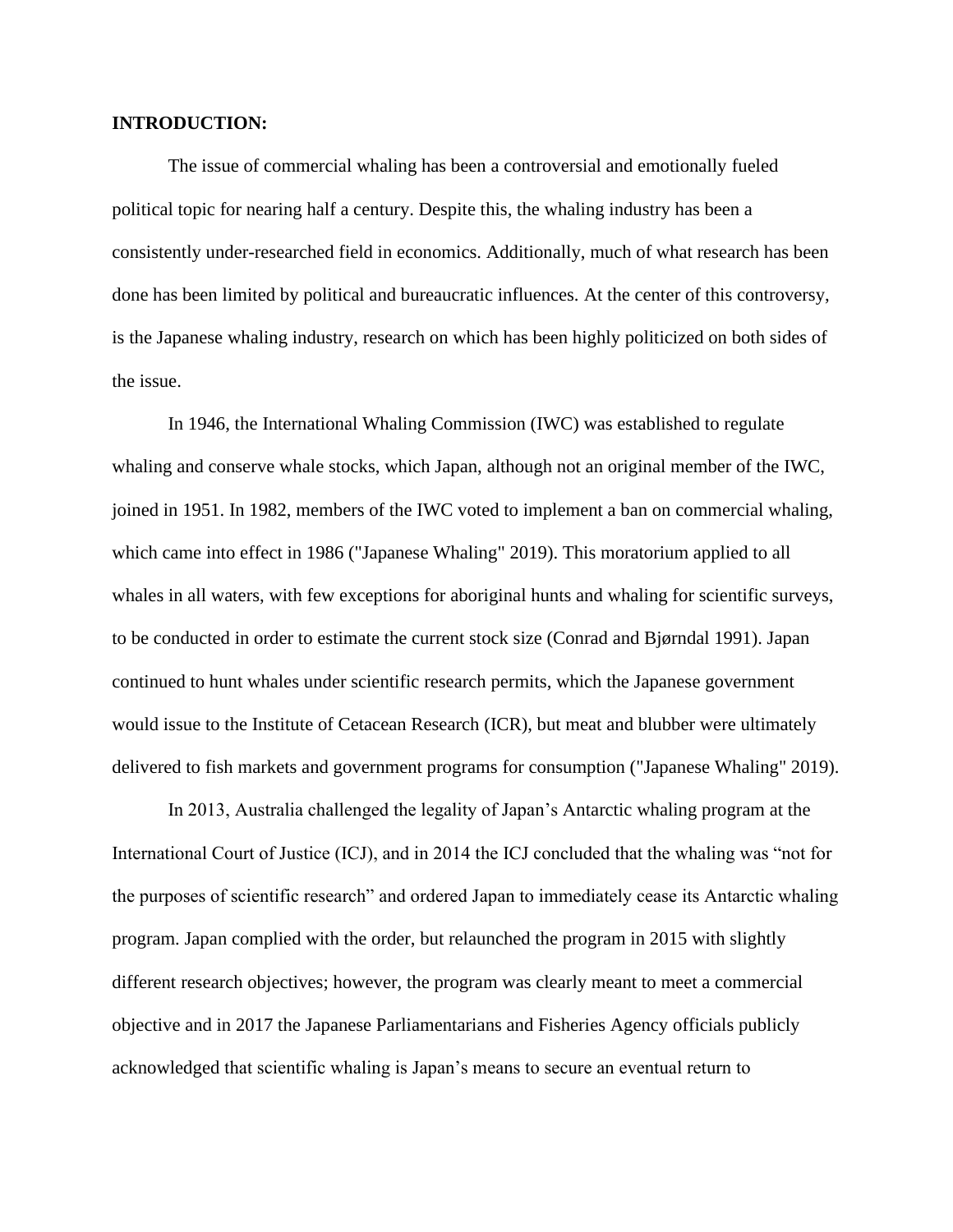**INTRODUCTION:**

The issue of commercial whaling has been a controversial and emotionally fueled political topic for nearing half a century. Despite this, the whaling industry has been a consistently under-researched field in economics. Additionally, much of what research has been done has been limited by political and bureaucratic influences. At the center of this controversy, is the Japanese whaling industry, research on which has been highly politicized on both sides of the issue.

In 1946, the International Whaling Commission (IWC) was established to regulate whaling and conserve whale stocks, which Japan, although not an original member of the IWC, joined in 1951. In 1982, members of the IWC voted to implement a ban on commercial whaling, which came into effect in 1986 ("Japanese Whaling" 2019). This moratorium applied to all whales in all waters, with few exceptions for aboriginal hunts and whaling for scientific surveys, to be conducted in order to estimate the current stock size (Conrad and Bjørndal 1991). Japan continued to hunt whales under scientific research permits, which the Japanese government would issue to the Institute of Cetacean Research (ICR), but meat and blubber were ultimately delivered to fish markets and government programs for consumption ("Japanese Whaling" 2019).

In 2013, Australia challenged the legality of Japan's Antarctic whaling program at the International Court of Justice (ICJ), and in 2014 the ICJ concluded that the whaling was "not for the purposes of scientific research" and ordered Japan to immediately cease its Antarctic whaling program. Japan complied with the order, but relaunched the program in 2015 with slightly different research objectives; however, the program was clearly meant to meet a commercial objective and in 2017 the Japanese Parliamentarians and Fisheries Agency officials publicly acknowledged that scientific whaling is Japan's means to secure an eventual return to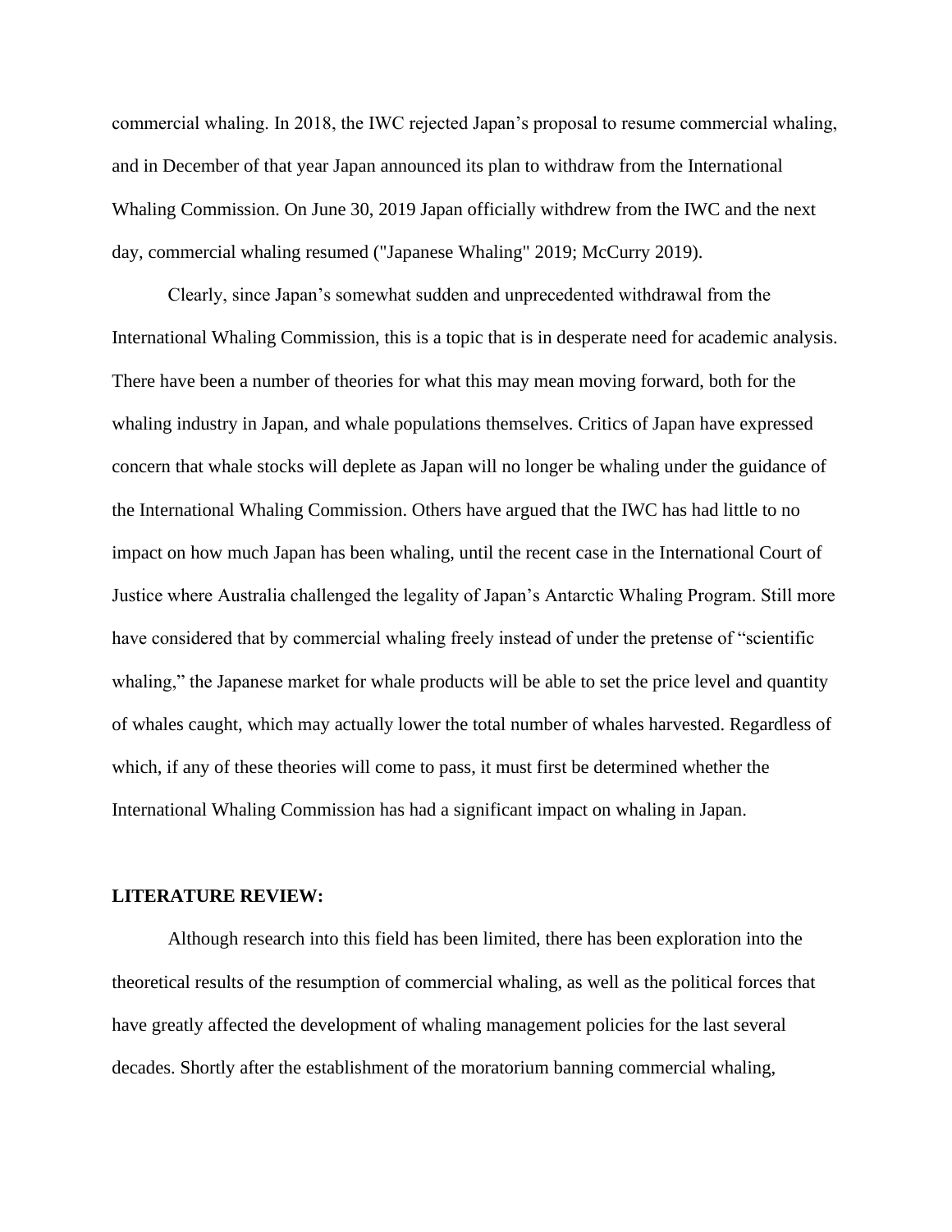commercial whaling. In 2018, the IWC rejected Japan's proposal to resume commercial whaling, and in December of that year Japan announced its plan to withdraw from the International Whaling Commission. On June 30, 2019 Japan officially withdrew from the IWC and the next day, commercial whaling resumed ("Japanese Whaling" 2019; McCurry 2019).

Clearly, since Japan's somewhat sudden and unprecedented withdrawal from the International Whaling Commission, this is a topic that is in desperate need for academic analysis. There have been a number of theories for what this may mean moving forward, both for the whaling industry in Japan, and whale populations themselves. Critics of Japan have expressed concern that whale stocks will deplete as Japan will no longer be whaling under the guidance of the International Whaling Commission. Others have argued that the IWC has had little to no impact on how much Japan has been whaling, until the recent case in the International Court of Justice where Australia challenged the legality of Japan's Antarctic Whaling Program. Still more have considered that by commercial whaling freely instead of under the pretense of "scientific whaling," the Japanese market for whale products will be able to set the price level and quantity of whales caught, which may actually lower the total number of whales harvested. Regardless of which, if any of these theories will come to pass, it must first be determined whether the International Whaling Commission has had a significant impact on whaling in Japan.

## LITERATURE REVIEW:

Although research into this field has been limited, there has been exploration into the theoretical results of the resumption of commercial whaling, as well as the political forces that have greatly affected the development of whaling management policies for the last several decades. Shortly after the establishment of the moratorium banning commercial whaling,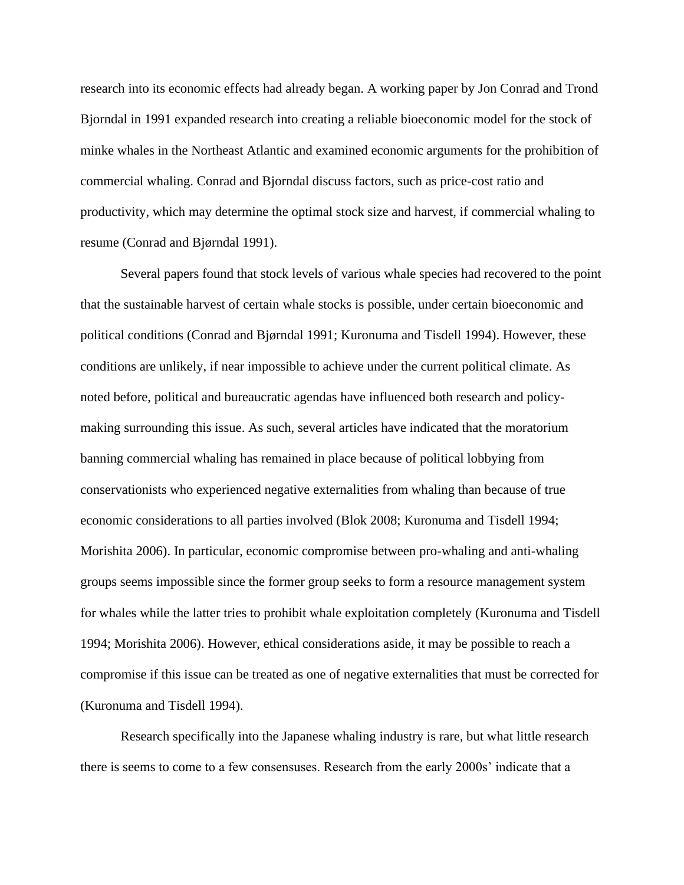research into its economic effects had already began. A working paper by Jon Conrad and Trond Bjorndal in 1991 expanded research into creating a reliable bioeconomic model for the stock of minke whales in the Northeast Atlantic and examined economic arguments for the prohibition of commercial whaling. Conrad and Bjorndal discuss factors, such as price-cost ratio and productivity, which may determine the optimal stock size and harvest, if commercial whaling to resume (Conrad and Bjørndal 1991).

Several papers found that stock levels of various whale species had recovered to the point that the sustainable harvest of certain whale stocks is possible, under certain bioeconomic and political conditions (Conrad and Bjørndal 1991; Kuronuma and Tisdell 1994). However, these conditions are unlikely, if near impossible to achieve under the current political climate. As noted before, political and bureaucratic agendas have influenced both research and policy-making surrounding this issue. As such, several articles have indicated that the moratorium banning commercial whaling has remained in place because of political lobbying from conservationists who experienced negative externalities from whaling than because of true economic considerations to all parties involved (Blok 2008; Kuronuma and Tisdell 1994; Morishita 2006). In particular, economic compromise between pro-whaling and anti-whaling groups seems impossible since the former group seeks to form a resource management system for whales while the latter tries to prohibit whale exploitation completely (Kuronuma and Tisdell 1994; Morishita 2006). However, ethical considerations aside, it may be possible to reach a compromise if this issue can be treated as one of negative externalities that must be corrected for (Kuronuma and Tisdell 1994).

Research specifically into the Japanese whaling industry is rare, but what little research there is seems to come to a few consensuses. Research from the early 2000s' indicate that a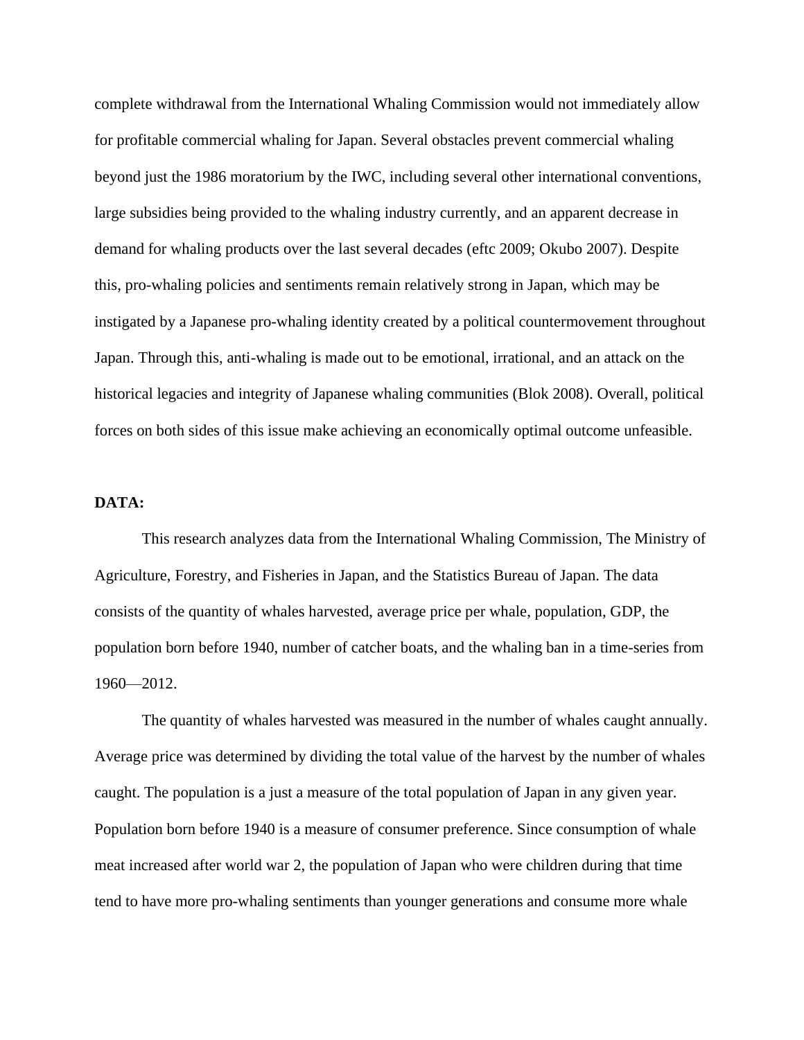complete withdrawal from the International Whaling Commission would not immediately allow for profitable commercial whaling for Japan. Several obstacles prevent commercial whaling beyond just the 1986 moratorium by the IWC, including several other international conventions, large subsidies being provided to the whaling industry currently, and an apparent decrease in demand for whaling products over the last several decades (eftc 2009; Okubo 2007). Despite this, pro-whaling policies and sentiments remain relatively strong in Japan, which may be instigated by a Japanese pro-whaling identity created by a political countermovement throughout Japan. Through this, anti-whaling is made out to be emotional, irrational, and an attack on the historical legacies and integrity of Japanese whaling communities (Blok 2008). Overall, political forces on both sides of this issue make achieving an economically optimal outcome unfeasible.

**DATA:**

This research analyzes data from the International Whaling Commission, The Ministry of Agriculture, Forestry, and Fisheries in Japan, and the Statistics Bureau of Japan. The data consists of the quantity of whales harvested, average price per whale, population, GDP, the population born before 1940, number of catcher boats, and the whaling ban in a time-series from 1960—2012.

The quantity of whales harvested was measured in the number of whales caught annually. Average price was determined by dividing the total value of the harvest by the number of whales caught. The population is a just a measure of the total population of Japan in any given year. Population born before 1940 is a measure of consumer preference. Since consumption of whale meat increased after world war 2, the population of Japan who were children during that time tend to have more pro-whaling sentiments than younger generations and consume more whale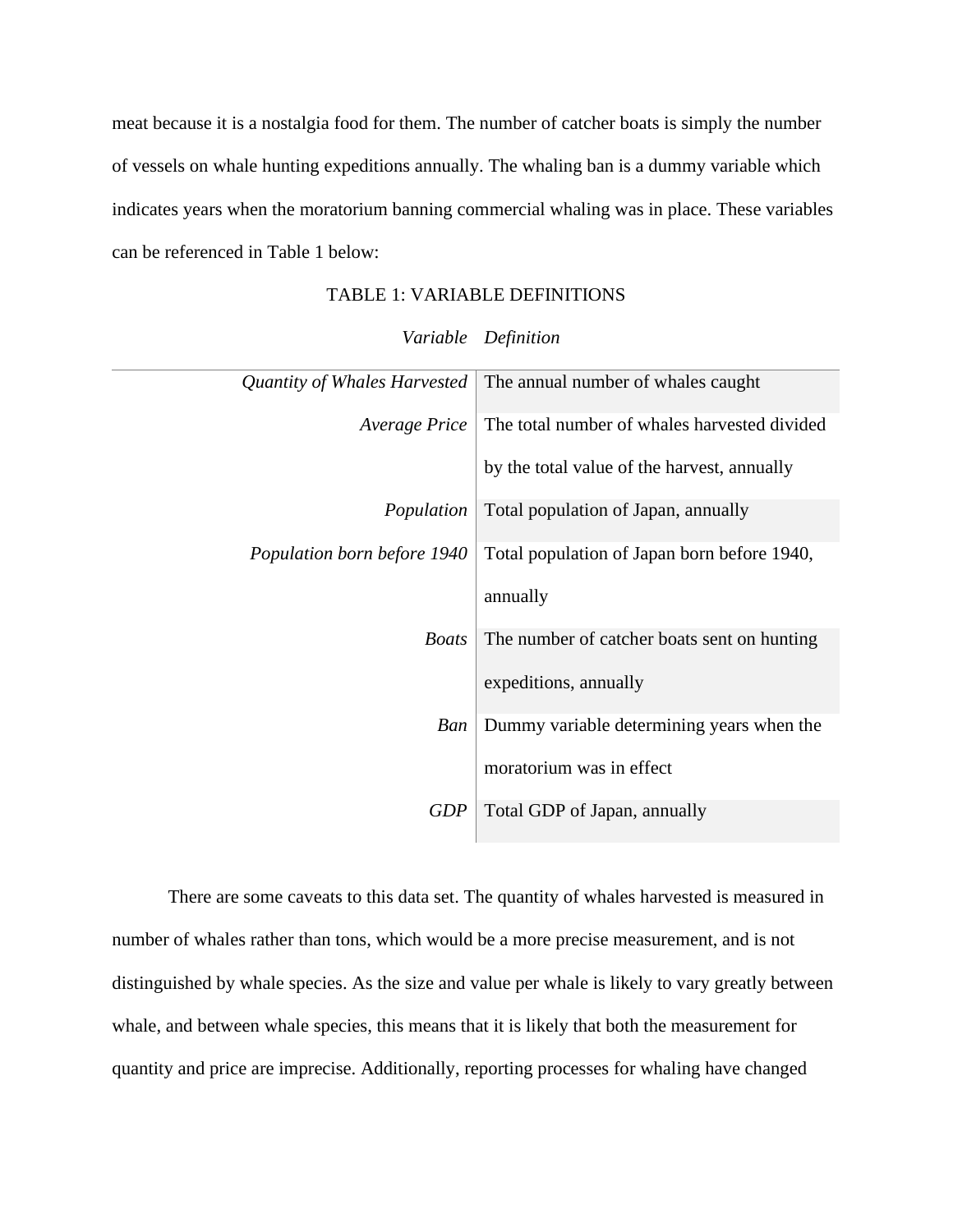meat because it is a nostalgia food for them. The number of catcher boats is simply the number of vessels on whale hunting expeditions annually. The whaling ban is a dummy variable which indicates years when the moratorium banning commercial whaling was in place. These variables can be referenced in Table 1 below:

TABLE 1: VARIABLE DEFINITIONS

| *Variable* | *Definition* |
|---:|---|
| *Quantity of Whales Harvested* | The annual number of whales caught |
| *Average Price* | The total number of whales harvested divided by the total value of the harvest, annually |
| *Population* | Total population of Japan, annually |
| *Population born before 1940* | Total population of Japan born before 1940, annually |
| *Boats* | The number of catcher boats sent on hunting expeditions, annually |
| *Ban* | Dummy variable determining years when the moratorium was in effect |
| *GDP* | Total GDP of Japan, annually |

There are some caveats to this data set. The quantity of whales harvested is measured in number of whales rather than tons, which would be a more precise measurement, and is not distinguished by whale species. As the size and value per whale is likely to vary greatly between whale, and between whale species, this means that it is likely that both the measurement for quantity and price are imprecise. Additionally, reporting processes for whaling have changed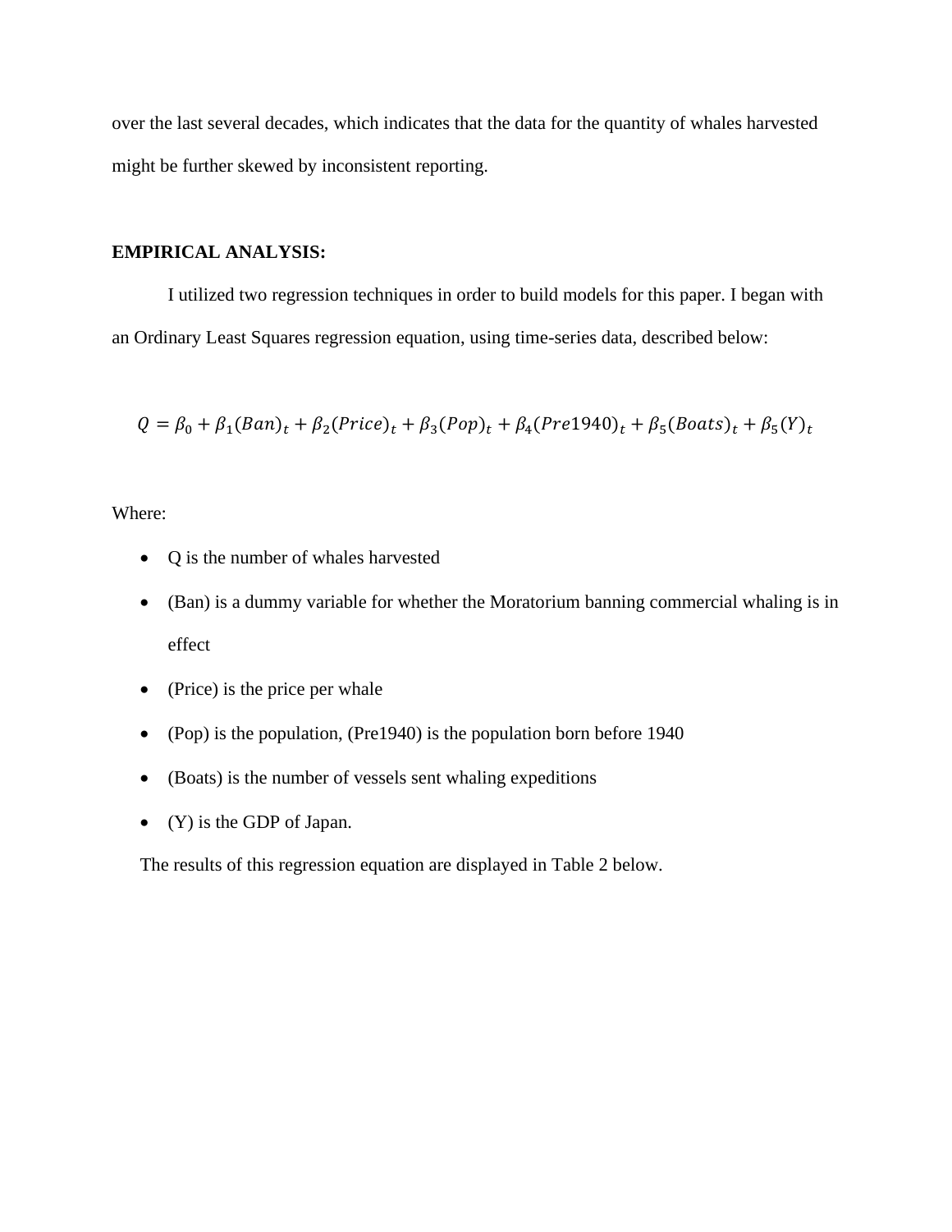over the last several decades, which indicates that the data for the quantity of whales harvested might be further skewed by inconsistent reporting.

**EMPIRICAL ANALYSIS:**

I utilized two regression techniques in order to build models for this paper. I began with an Ordinary Least Squares regression equation, using time-series data, described below:

$$Q = \beta_0 + \beta_1(Ban)_t + \beta_2(Price)_t + \beta_3(Pop)_t + \beta_4(Pre1940)_t + \beta_5(Boats)_t + \beta_5(Y)_t$$

Where:

- Q is the number of whales harvested
- (Ban) is a dummy variable for whether the Moratorium banning commercial whaling is in effect
- (Price) is the price per whale
- (Pop) is the population, (Pre1940) is the population born before 1940
- (Boats) is the number of vessels sent whaling expeditions
- (Y) is the GDP of Japan.

The results of this regression equation are displayed in Table 2 below.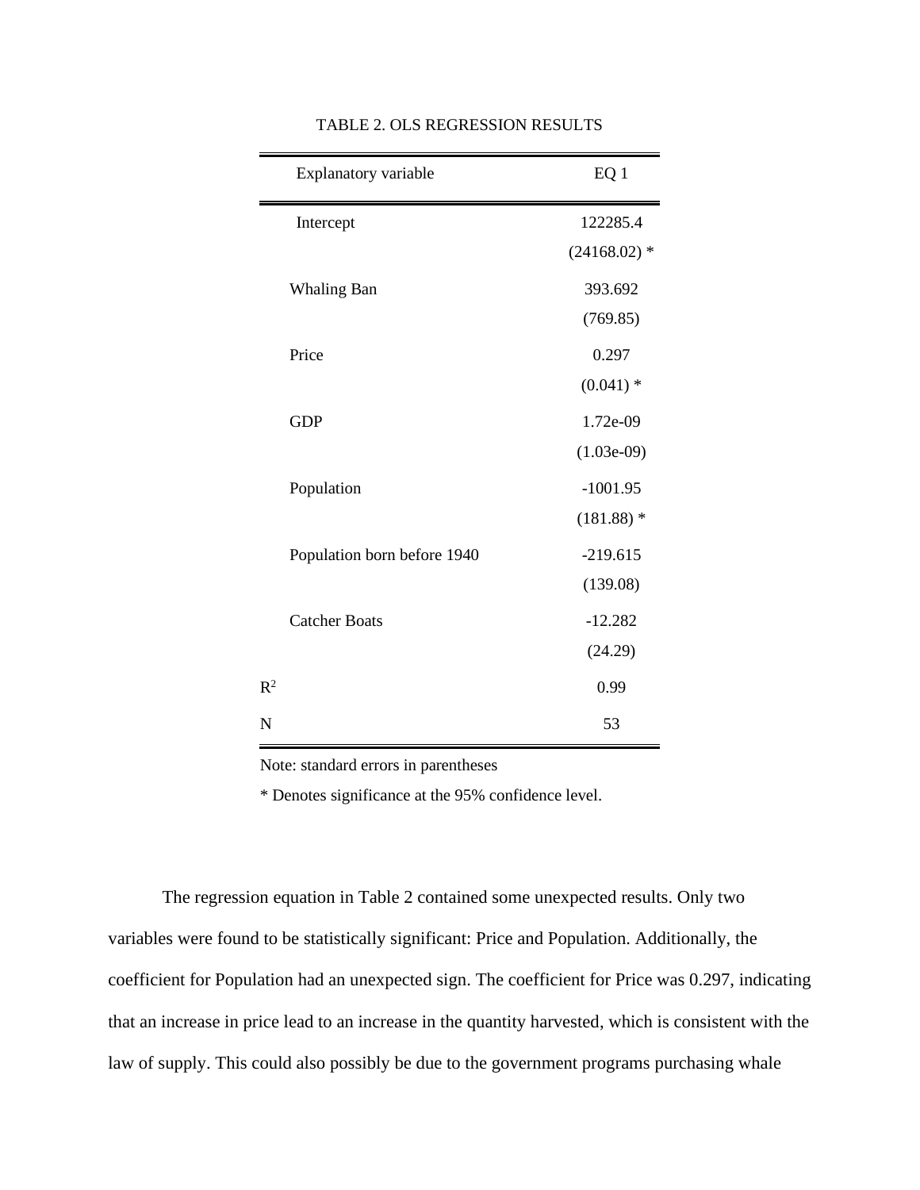TABLE 2. OLS REGRESSION RESULTS

| Explanatory variable | EQ 1 |
|---|---|
| Intercept | 122285.4 |
| | (24168.02) * |
| Whaling Ban | 393.692 |
| | (769.85) |
| Price | 0.297 |
| | (0.041) * |
| GDP | 1.72e-09 |
| | (1.03e-09) |
| Population | -1001.95 |
| | (181.88) * |
| Population born before 1940 | -219.615 |
| | (139.08) |
| Catcher Boats | -12.282 |
| | (24.29) |
| $R^2$ | 0.99 |
| N | 53 |

Note: standard errors in parentheses

* Denotes significance at the 95% confidence level.

The regression equation in Table 2 contained some unexpected results. Only two variables were found to be statistically significant: Price and Population. Additionally, the coefficient for Population had an unexpected sign. The coefficient for Price was 0.297, indicating that an increase in price lead to an increase in the quantity harvested, which is consistent with the law of supply. This could also possibly be due to the government programs purchasing whale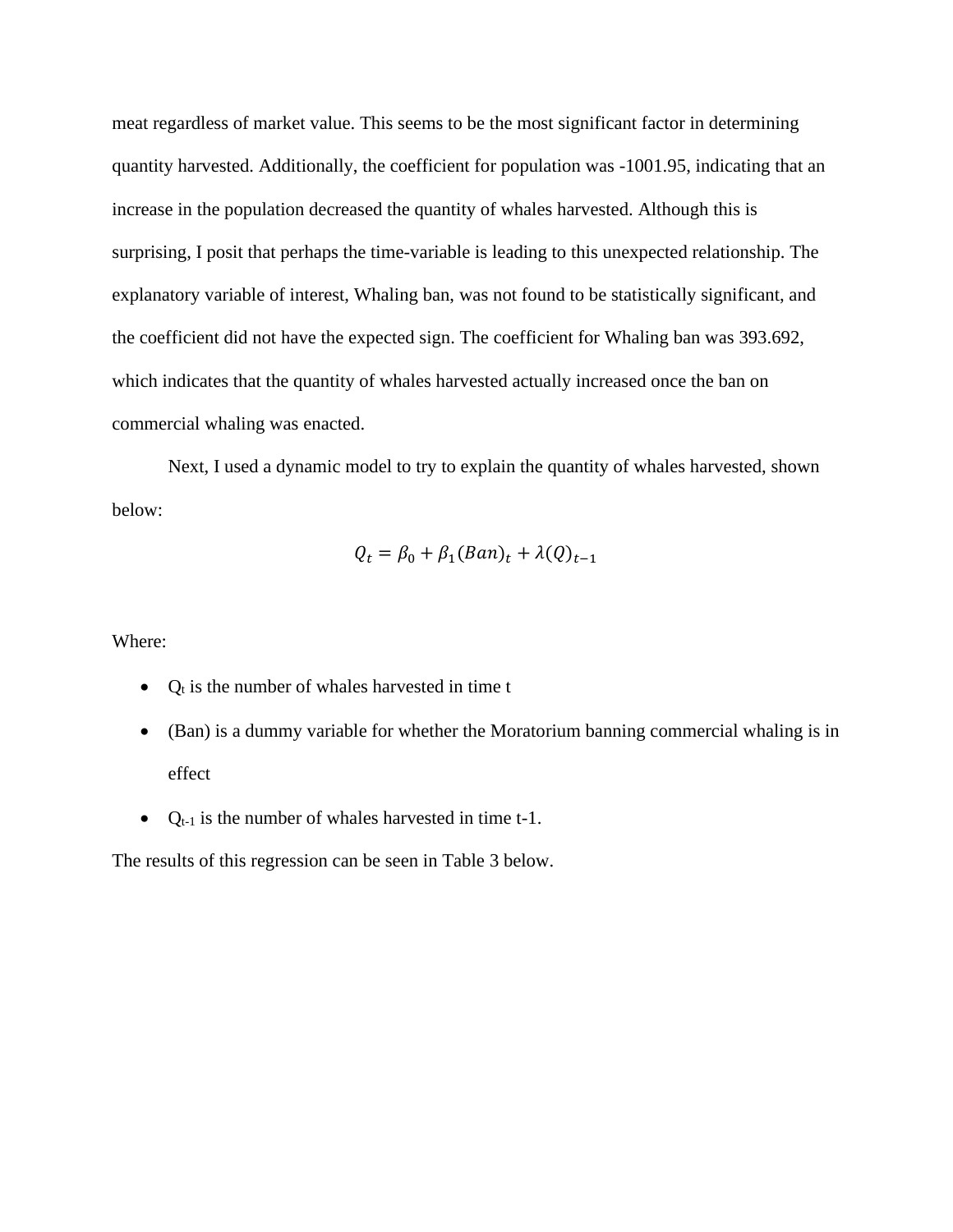meat regardless of market value. This seems to be the most significant factor in determining quantity harvested. Additionally, the coefficient for population was -1001.95, indicating that an increase in the population decreased the quantity of whales harvested. Although this is surprising, I posit that perhaps the time-variable is leading to this unexpected relationship. The explanatory variable of interest, Whaling ban, was not found to be statistically significant, and the coefficient did not have the expected sign. The coefficient for Whaling ban was 393.692, which indicates that the quantity of whales harvested actually increased once the ban on commercial whaling was enacted.

Next, I used a dynamic model to try to explain the quantity of whales harvested, shown below:

$$Q_t = \beta_0 + \beta_1(Ban)_t + \lambda(Q)_{t-1}$$

Where:

- $Q_t$ is the number of whales harvested in time t
- (Ban) is a dummy variable for whether the Moratorium banning commercial whaling is in effect
- $Q_{t-1}$ is the number of whales harvested in time t-1.

The results of this regression can be seen in Table 3 below.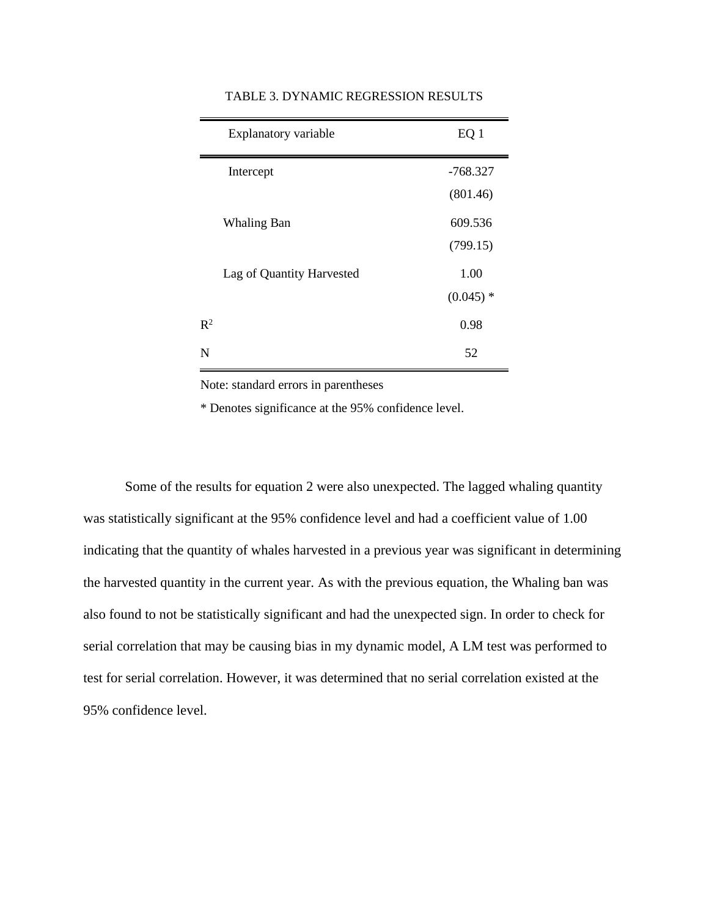TABLE 3. DYNAMIC REGRESSION RESULTS

| Explanatory variable | EQ 1 |
| --- | --- |
| Intercept | -768.327 |
| | (801.46) |
| Whaling Ban | 609.536 |
| | (799.15) |
| Lag of Quantity Harvested | 1.00 |
| | (0.045) * |
| $R^2$ | 0.98 |
| N | 52 |

Note: standard errors in parentheses

* Denotes significance at the 95% confidence level.

Some of the results for equation 2 were also unexpected. The lagged whaling quantity was statistically significant at the 95% confidence level and had a coefficient value of 1.00 indicating that the quantity of whales harvested in a previous year was significant in determining the harvested quantity in the current year. As with the previous equation, the Whaling ban was also found to not be statistically significant and had the unexpected sign. In order to check for serial correlation that may be causing bias in my dynamic model, A LM test was performed to test for serial correlation. However, it was determined that no serial correlation existed at the 95% confidence level.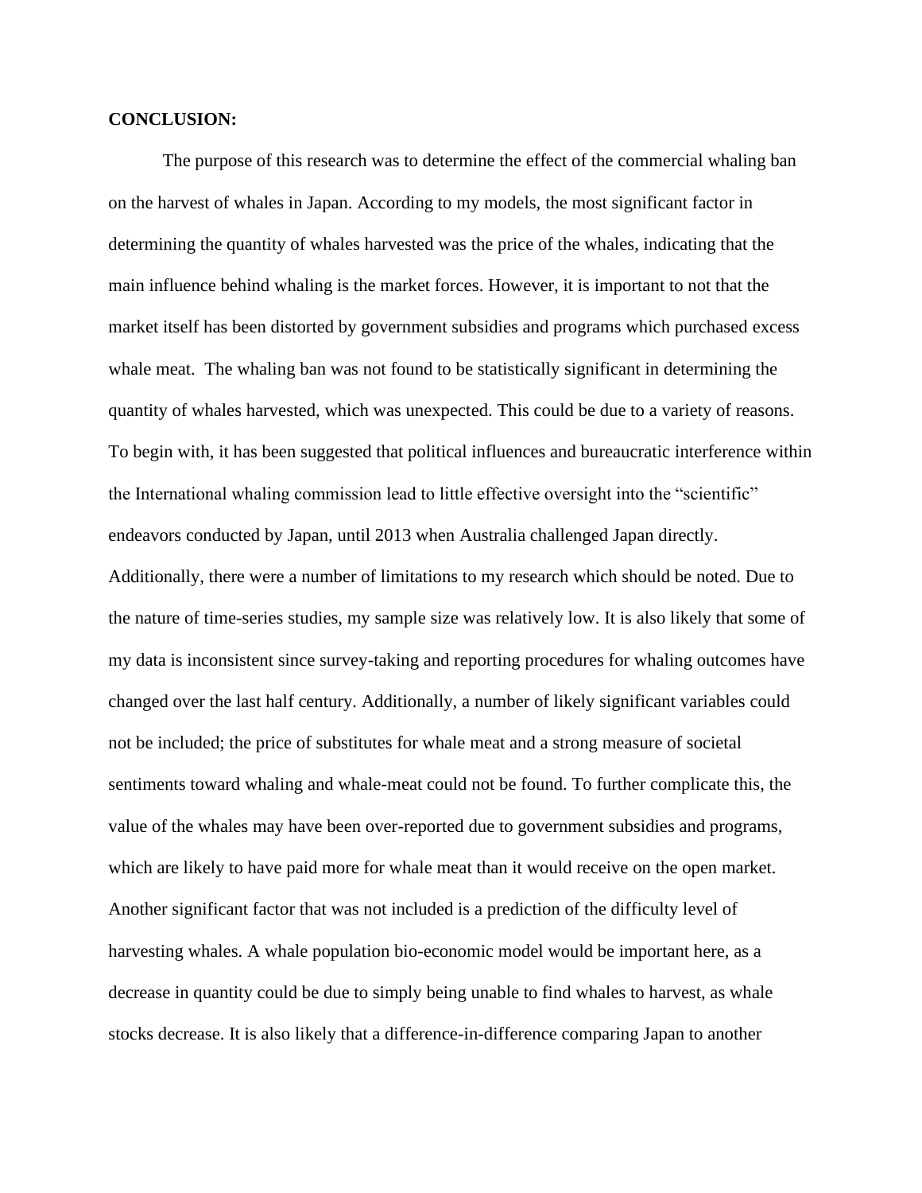**CONCLUSION:**

The purpose of this research was to determine the effect of the commercial whaling ban on the harvest of whales in Japan. According to my models, the most significant factor in determining the quantity of whales harvested was the price of the whales, indicating that the main influence behind whaling is the market forces. However, it is important to not that the market itself has been distorted by government subsidies and programs which purchased excess whale meat. The whaling ban was not found to be statistically significant in determining the quantity of whales harvested, which was unexpected. This could be due to a variety of reasons. To begin with, it has been suggested that political influences and bureaucratic interference within the International whaling commission lead to little effective oversight into the "scientific" endeavors conducted by Japan, until 2013 when Australia challenged Japan directly. Additionally, there were a number of limitations to my research which should be noted. Due to the nature of time-series studies, my sample size was relatively low. It is also likely that some of my data is inconsistent since survey-taking and reporting procedures for whaling outcomes have changed over the last half century. Additionally, a number of likely significant variables could not be included; the price of substitutes for whale meat and a strong measure of societal sentiments toward whaling and whale-meat could not be found. To further complicate this, the value of the whales may have been over-reported due to government subsidies and programs, which are likely to have paid more for whale meat than it would receive on the open market. Another significant factor that was not included is a prediction of the difficulty level of harvesting whales. A whale population bio-economic model would be important here, as a decrease in quantity could be due to simply being unable to find whales to harvest, as whale stocks decrease. It is also likely that a difference-in-difference comparing Japan to another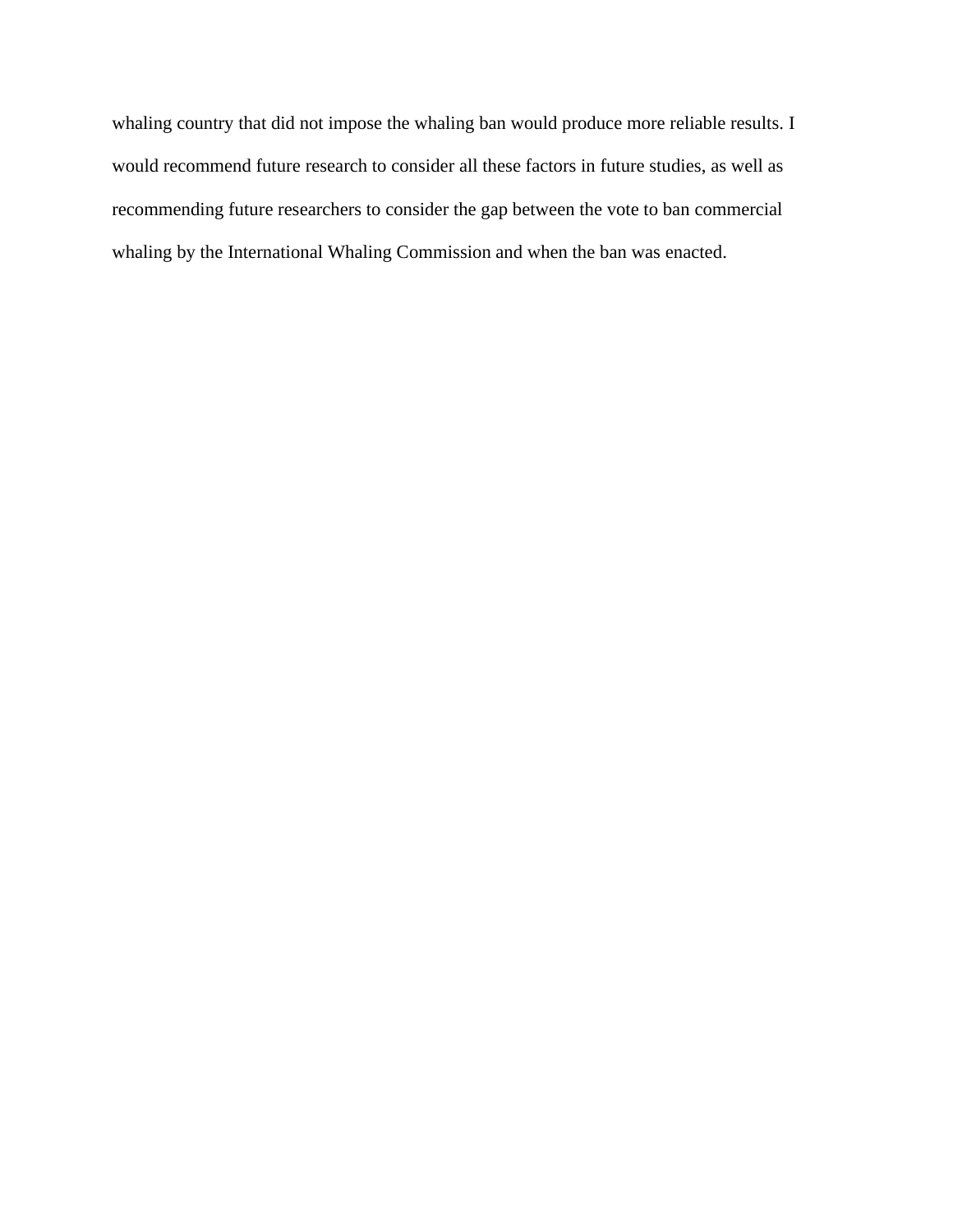whaling country that did not impose the whaling ban would produce more reliable results. I would recommend future research to consider all these factors in future studies, as well as recommending future researchers to consider the gap between the vote to ban commercial whaling by the International Whaling Commission and when the ban was enacted.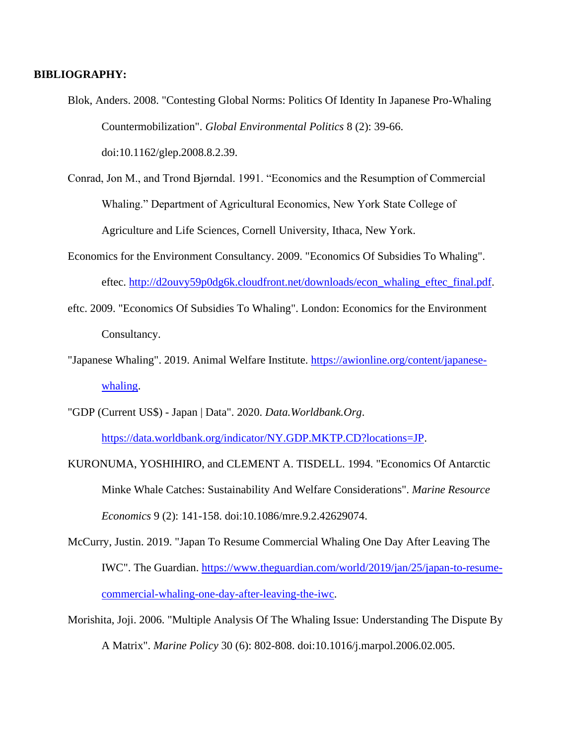**BIBLIOGRAPHY:**

Blok, Anders. 2008. "Contesting Global Norms: Politics Of Identity In Japanese Pro-Whaling Countermobilization". *Global Environmental Politics* 8 (2): 39-66. doi:10.1162/glep.2008.8.2.39.

Conrad, Jon M., and Trond Bjørndal. 1991. "Economics and the Resumption of Commercial Whaling." Department of Agricultural Economics, New York State College of Agriculture and Life Sciences, Cornell University, Ithaca, New York.

Economics for the Environment Consultancy. 2009. "Economics Of Subsidies To Whaling". eftec. http://d2ouvy59p0dg6k.cloudfront.net/downloads/econ_whaling_eftec_final.pdf.

eftc. 2009. "Economics Of Subsidies To Whaling". London: Economics for the Environment Consultancy.

"Japanese Whaling". 2019. Animal Welfare Institute. https://awionline.org/content/japanese-whaling.

"GDP (Current US$) - Japan | Data". 2020. *Data.Worldbank.Org*. https://data.worldbank.org/indicator/NY.GDP.MKTP.CD?locations=JP.

KURONUMA, YOSHIHIRO, and CLEMENT A. TISDELL. 1994. "Economics Of Antarctic Minke Whale Catches: Sustainability And Welfare Considerations". *Marine Resource Economics* 9 (2): 141-158. doi:10.1086/mre.9.2.42629074.

McCurry, Justin. 2019. "Japan To Resume Commercial Whaling One Day After Leaving The IWC". The Guardian. https://www.theguardian.com/world/2019/jan/25/japan-to-resume-commercial-whaling-one-day-after-leaving-the-iwc.

Morishita, Joji. 2006. "Multiple Analysis Of The Whaling Issue: Understanding The Dispute By A Matrix". *Marine Policy* 30 (6): 802-808. doi:10.1016/j.marpol.2006.02.005.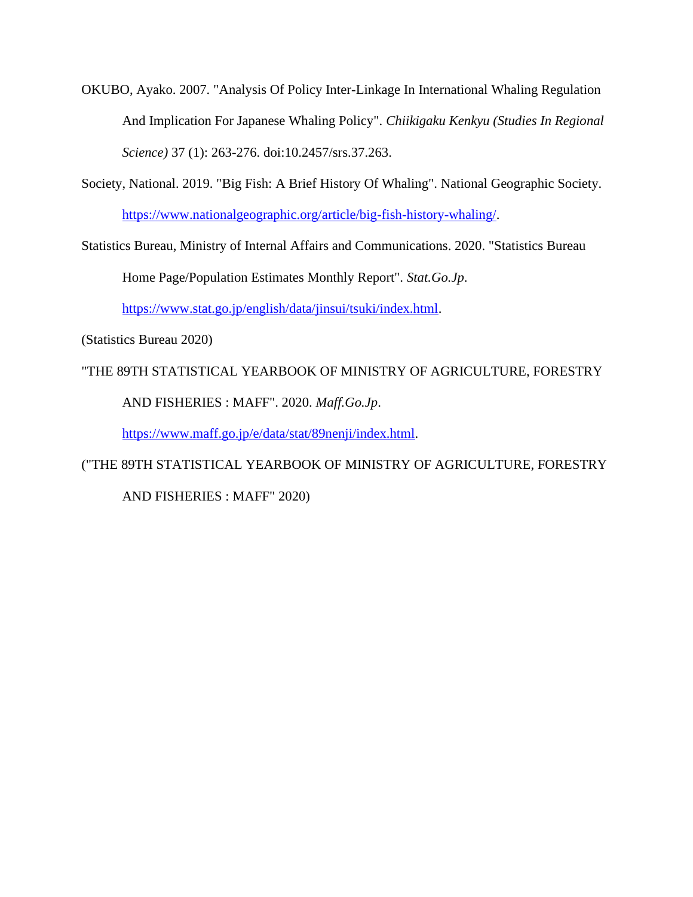OKUBO, Ayako. 2007. "Analysis Of Policy Inter-Linkage In International Whaling Regulation And Implication For Japanese Whaling Policy". *Chiikigaku Kenkyu (Studies In Regional Science)* 37 (1): 263-276. doi:10.2457/srs.37.263.

Society, National. 2019. "Big Fish: A Brief History Of Whaling". National Geographic Society. https://www.nationalgeographic.org/article/big-fish-history-whaling/.

Statistics Bureau, Ministry of Internal Affairs and Communications. 2020. "Statistics Bureau Home Page/Population Estimates Monthly Report". *Stat.Go.Jp*. https://www.stat.go.jp/english/data/jinsui/tsuki/index.html.

(Statistics Bureau 2020)

"THE 89TH STATISTICAL YEARBOOK OF MINISTRY OF AGRICULTURE, FORESTRY AND FISHERIES : MAFF". 2020. *Maff.Go.Jp*. https://www.maff.go.jp/e/data/stat/89nenji/index.html.

("THE 89TH STATISTICAL YEARBOOK OF MINISTRY OF AGRICULTURE, FORESTRY AND FISHERIES : MAFF" 2020)